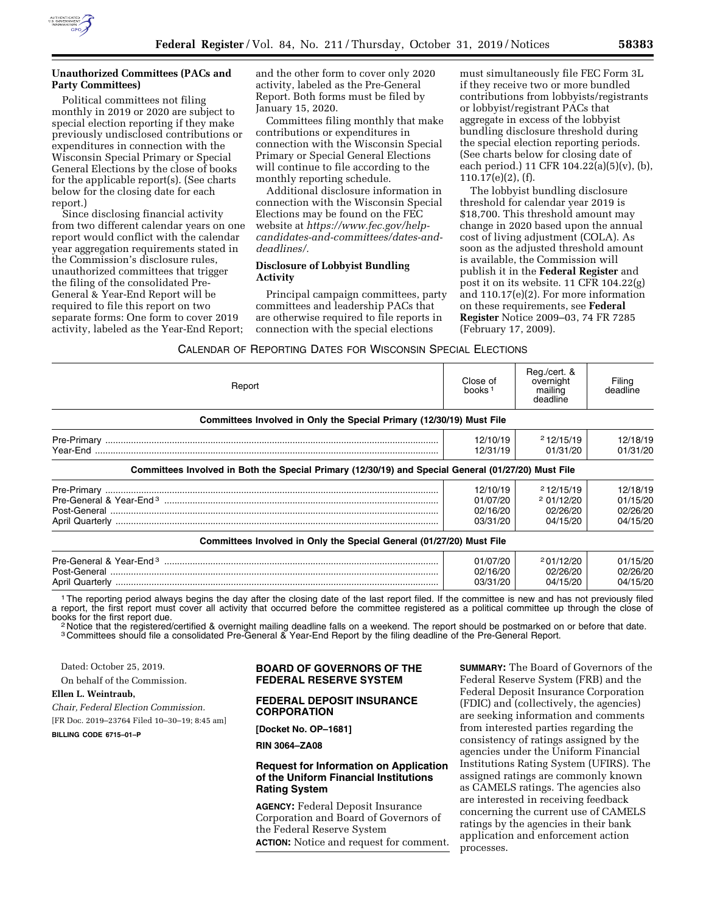### Unauthorized Committees (PACs and Party Committees)

Political committees not filing monthly in 2019 or 2020 are subject to special election reporting if they make previously undisclosed contributions or expenditures in connection with the Wisconsin Special Primary or Special General Elections by the close of books for the applicable report(s). (See charts below for the closing date for each report.)

Since disclosing financial activity from two different calendar years on one report would conflict with the calendar year aggregation requirements stated in the Commission's disclosure rules, unauthorized committees that trigger the filing of the consolidated Pre-General & Year-End Report will be required to file this report on two separate forms: One form to cover 2019 activity, labeled as the Year-End Report; and the other form to cover only 2020 activity, labeled as the Pre-General Report. Both forms must be filed by January 15, 2020.

Committees filing monthly that make contributions or expenditures in connection with the Wisconsin Special Primary or Special General Elections will continue to file according to the monthly reporting schedule.

Additional disclosure information in connection with the Wisconsin Special Elections may be found on the FEC website at *https://www.fec.gov/help-candidates-and-committees/dates-and-deadlines/.*

### Disclosure of Lobbyist Bundling Activity

Principal campaign committees, party committees and leadership PACs that are otherwise required to file reports in connection with the special elections must simultaneously file FEC Form 3L if they receive two or more bundled contributions from lobbyists/registrants or lobbyist/registrant PACs that aggregate in excess of the lobbyist bundling disclosure threshold during the special election reporting periods. (See charts below for closing date of each period.) 11 CFR 104.22(a)(5)(v), (b), 110.17(e)(2), (f).

The lobbyist bundling disclosure threshold for calendar year 2019 is $18,700. This threshold amount may change in 2020 based upon the annual cost of living adjustment (COLA). As soon as the adjusted threshold amount is available, the Commission will publish it in the **Federal Register** and post it on its website. 11 CFR 104.22(g) and 110.17(e)(2). For more information on these requirements, see **Federal Register** Notice 2009–03, 74 FR 7285 (February 17, 2009).

CALENDAR OF REPORTING DATES FOR WISCONSIN SPECIAL ELECTIONS

| Report | Close of books [1] | Reg./cert. & overnight mailing deadline | Filing deadline |
|---|---|---|---|
| **Committees Involved in Only the Special Primary (12/30/19) Must File** | | | |
| Pre-Primary | 12/10/19 | [2] 12/15/19 | 12/18/19 |
| Year-End | 12/31/19 | 01/31/20 | 01/31/20 |
| **Committees Involved in Both the Special Primary (12/30/19) and Special General (01/27/20) Must File** | | | |
| Pre-Primary | 12/10/19 | [2] 12/15/19 | 12/18/19 |
| Pre-General & Year-End [3] | 01/07/20 | [2] 01/12/20 | 01/15/20 |
| Post-General | 02/16/20 | 02/26/20 | 02/26/20 |
| April Quarterly | 03/31/20 | 04/15/20 | 04/15/20 |
| **Committees Involved in Only the Special General (01/27/20) Must File** | | | |
| Pre-General & Year-End [3] | 01/07/20 | [2] 01/12/20 | 01/15/20 |
| Post-General | 02/16/20 | 02/26/20 | 02/26/20 |
| April Quarterly | 03/31/20 | 04/15/20 | 04/15/20 |

[1] The reporting period always begins the day after the closing date of the last report filed. If the committee is new and has not previously filed a report, the first report must cover all activity that occurred before the committee registered as a political committee up through the close of books for the first report due.

[2] Notice that the registered/certified & overnight mailing deadline falls on a weekend. The report should be postmarked on or before that date.

[3] Committees should file a consolidated Pre-General & Year-End Report by the filing deadline of the Pre-General Report.

Dated: October 25, 2019.

On behalf of the Commission.

**Ellen L. Weintraub,**

*Chair, Federal Election Commission.*

[FR Doc. 2019–23764 Filed 10–30–19; 8:45 am]

**BILLING CODE 6715–01–P**

## BOARD OF GOVERNORS OF THE FEDERAL RESERVE SYSTEM

## FEDERAL DEPOSIT INSURANCE CORPORATION

**[Docket No. OP–1681]**

**RIN 3064–ZA08**

### Request for Information on Application of the Uniform Financial Institutions Rating System

**AGENCY:** Federal Deposit Insurance Corporation and Board of Governors of the Federal Reserve System

**ACTION:** Notice and request for comment.

**SUMMARY:** The Board of Governors of the Federal Reserve System (FRB) and the Federal Deposit Insurance Corporation (FDIC) and (collectively, the agencies) are seeking information and comments from interested parties regarding the consistency of ratings assigned by the agencies under the Uniform Financial Institutions Rating System (UFIRS). The assigned ratings are commonly known as CAMELS ratings. The agencies also are interested in receiving feedback concerning the current use of CAMELS ratings by the agencies in their bank application and enforcement action processes.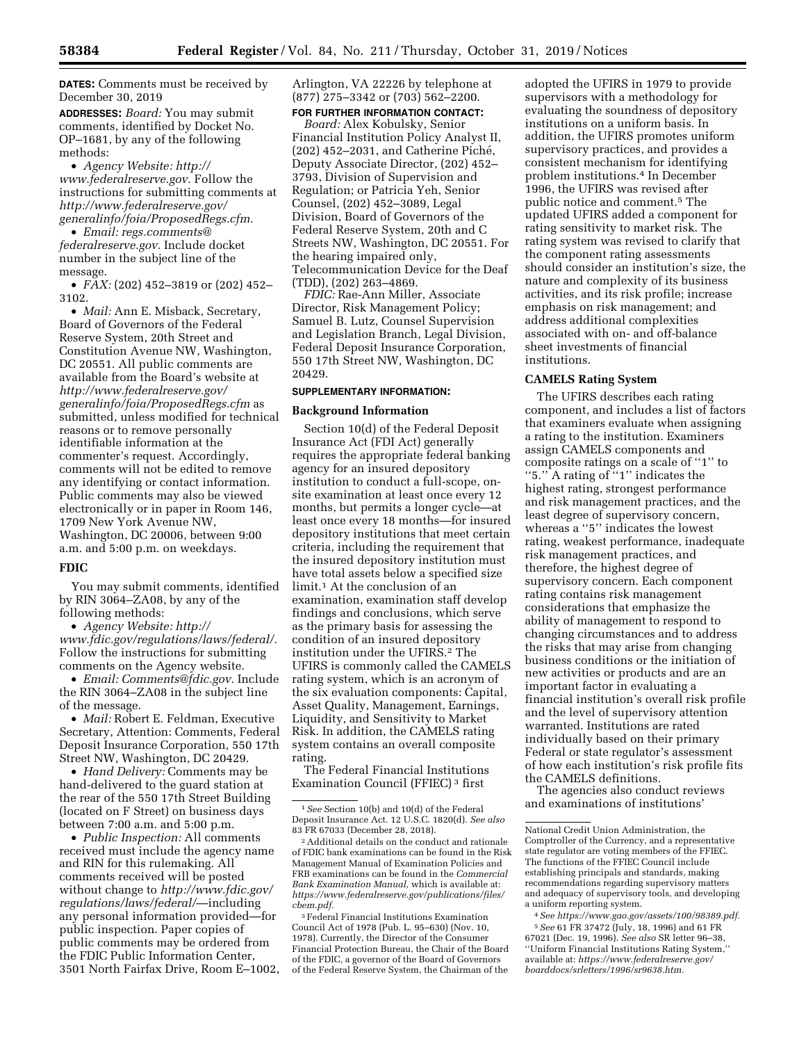**DATES:** Comments must be received by December 30, 2019

**ADDRESSES:** *Board:* You may submit comments, identified by Docket No. OP–1681, by any of the following methods:

- *Agency Website: http://www.federalreserve.gov.* Follow the instructions for submitting comments at *http://www.federalreserve.gov/generalinfo/foia/ProposedRegs.cfm.*
- *Email: regs.comments@federalreserve.gov.* Include docket number in the subject line of the message.
- *FAX:* (202) 452–3819 or (202) 452–3102.
- *Mail:* Ann E. Misback, Secretary, Board of Governors of the Federal Reserve System, 20th Street and Constitution Avenue NW, Washington, DC 20551. All public comments are available from the Board's website at *http://www.federalreserve.gov/generalinfo/foia/ProposedRegs.cfm* as submitted, unless modified for technical reasons or to remove personally identifiable information at the commenter's request. Accordingly, comments will not be edited to remove any identifying or contact information. Public comments may also be viewed electronically or in paper in Room 146, 1709 New York Avenue NW, Washington, DC 20006, between 9:00 a.m. and 5:00 p.m. on weekdays.

**FDIC**

You may submit comments, identified by RIN 3064–ZA08, by any of the following methods:

- *Agency Website: http://www.fdic.gov/regulations/laws/federal/.* Follow the instructions for submitting comments on the Agency website.
- *Email: Comments@fdic.gov.* Include the RIN 3064–ZA08 in the subject line of the message.
- *Mail:* Robert E. Feldman, Executive Secretary, Attention: Comments, Federal Deposit Insurance Corporation, 550 17th Street NW, Washington, DC 20429.
- *Hand Delivery:* Comments may be hand-delivered to the guard station at the rear of the 550 17th Street Building (located on F Street) on business days between 7:00 a.m. and 5:00 p.m.
- *Public Inspection:* All comments received must include the agency name and RIN for this rulemaking. All comments received will be posted without change to *http://www.fdic.gov/regulations/laws/federal/*—including any personal information provided—for public inspection. Paper copies of public comments may be ordered from the FDIC Public Information Center, 3501 North Fairfax Drive, Room E–1002, Arlington, VA 22226 by telephone at (877) 275–3342 or (703) 562–2200.

**FOR FURTHER INFORMATION CONTACT:**

*Board:* Alex Kobulsky, Senior Financial Institution Policy Analyst II, (202) 452–2031, and Catherine Piché, Deputy Associate Director, (202) 452–3793, Division of Supervision and Regulation; or Patricia Yeh, Senior Counsel, (202) 452–3089, Legal Division, Board of Governors of the Federal Reserve System, 20th and C Streets NW, Washington, DC 20551. For the hearing impaired only, Telecommunication Device for the Deaf (TDD), (202) 263–4869.

*FDIC:* Rae-Ann Miller, Associate Director, Risk Management Policy; Samuel B. Lutz, Counsel Supervision and Legislation Branch, Legal Division, Federal Deposit Insurance Corporation, 550 17th Street NW, Washington, DC 20429.

**SUPPLEMENTARY INFORMATION:**

**Background Information**

Section 10(d) of the Federal Deposit Insurance Act (FDI Act) generally requires the appropriate federal banking agency for an insured depository institution to conduct a full-scope, on-site examination at least once every 12 months, but permits a longer cycle—at least once every 18 months—for insured depository institutions that meet certain criteria, including the requirement that the insured depository institution must have total assets below a specified size limit.[1] At the conclusion of an examination, examination staff develop findings and conclusions, which serve as the primary basis for assessing the condition of an insured depository institution under the UFIRS.[2] The UFIRS is commonly called the CAMELS rating system, which is an acronym of the six evaluation components: Capital, Asset Quality, Management, Earnings, Liquidity, and Sensitivity to Market Risk. In addition, the CAMELS rating system contains an overall composite rating.

The Federal Financial Institutions Examination Council (FFIEC)[3] first adopted the UFIRS in 1979 to provide supervisors with a methodology for evaluating the soundness of depository institutions on a uniform basis. In addition, the UFIRS promotes uniform supervisory practices, and provides a consistent mechanism for identifying problem institutions.[4] In December 1996, the UFIRS was revised after public notice and comment.[5] The updated UFIRS added a component for rating sensitivity to market risk. The rating system was revised to clarify that the component rating assessments should consider an institution's size, the nature and complexity of its business activities, and its risk profile; increase emphasis on risk management; and address additional complexities associated with on- and off-balance sheet investments of financial institutions.

**CAMELS Rating System**

The UFIRS describes each rating component, and includes a list of factors that examiners evaluate when assigning a rating to the institution. Examiners assign CAMELS components and composite ratings on a scale of ''1'' to ''5.'' A rating of ''1'' indicates the highest rating, strongest performance and risk management practices, and the least degree of supervisory concern, whereas a ''5'' indicates the lowest rating, weakest performance, inadequate risk management practices, and therefore, the highest degree of supervisory concern. Each component rating contains risk management considerations that emphasize the ability of management to respond to changing circumstances and to address the risks that may arise from changing business conditions or the initiation of new activities or products and are an important factor in evaluating a financial institution's overall risk profile and the level of supervisory attention warranted. Institutions are rated individually based on their primary Federal or state regulator's assessment of how each institution's risk profile fits the CAMELS definitions.

The agencies also conduct reviews and examinations of institutions'

---

[1] *See* Section 10(b) and 10(d) of the Federal Deposit Insurance Act. 12 U.S.C. 1820(d). *See also* 83 FR 67033 (December 28, 2018).

[2] Additional details on the conduct and rationale of FDIC bank examinations can be found in the Risk Management Manual of Examination Policies and FRB examinations can be found in the *Commercial Bank Examination Manual,* which is available at: *https://www.federalreserve.gov/publications/files/cbem.pdf.*

[3] Federal Financial Institutions Examination Council Act of 1978 (Pub. L. 95–630) (Nov. 10, 1978). Currently, the Director of the Consumer Financial Protection Bureau, the Chair of the Board of the FDIC, a governor of the Board of Governors of the Federal Reserve System, the Chairman of the National Credit Union Administration, the Comptroller of the Currency, and a representative state regulator are voting members of the FFIEC. The functions of the FFIEC Council include establishing principals and standards, making recommendations regarding supervisory matters and adequacy of supervisory tools, and developing a uniform reporting system.

[4] *See https://www.gao.gov/assets/100/98389.pdf.*

[5] *See* 61 FR 37472 (July, 18, 1996) and 61 FR 67021 (Dec. 19, 1996). *See also* SR letter 96–38, ''Uniform Financial Institutions Rating System,'' available at: *https://www.federalreserve.gov/boarddocs/srletters/1996/sr9638.htm.*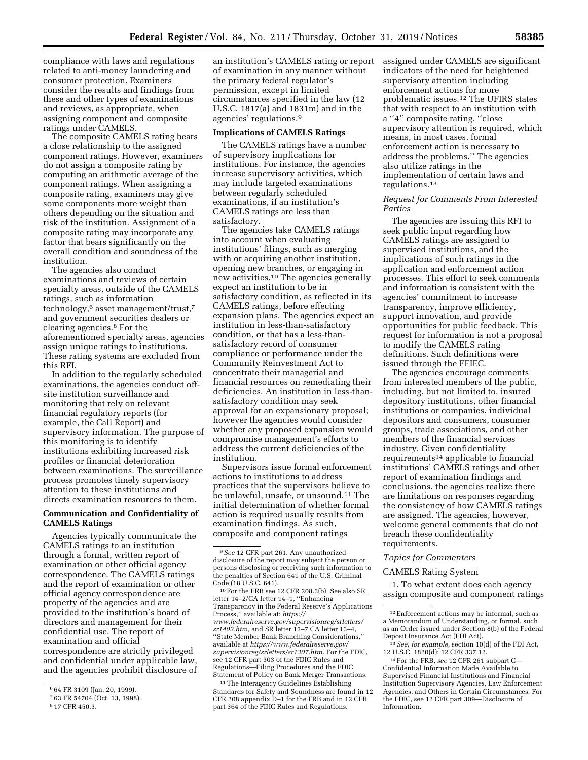compliance with laws and regulations related to anti-money laundering and consumer protection. Examiners consider the results and findings from these and other types of examinations and reviews, as appropriate, when assigning component and composite ratings under CAMELS.

The composite CAMELS rating bears a close relationship to the assigned component ratings. However, examiners do not assign a composite rating by computing an arithmetic average of the component ratings. When assigning a composite rating, examiners may give some components more weight than others depending on the situation and risk of the institution. Assignment of a composite rating may incorporate any factor that bears significantly on the overall condition and soundness of the institution.

The agencies also conduct examinations and reviews of certain specialty areas, outside of the CAMELS ratings, such as information technology,[6] asset management/trust,[7] and government securities dealers or clearing agencies.[8] For the aforementioned specialty areas, agencies assign unique ratings to institutions. These rating systems are excluded from this RFI.

In addition to the regularly scheduled examinations, the agencies conduct off-site institution surveillance and monitoring that rely on relevant financial regulatory reports (for example, the Call Report) and supervisory information. The purpose of this monitoring is to identify institutions exhibiting increased risk profiles or financial deterioration between examinations. The surveillance process promotes timely supervisory attention to these institutions and directs examination resources to them.

## Communication and Confidentiality of CAMELS Ratings

Agencies typically communicate the CAMELS ratings to an institution through a formal, written report of examination or other official agency correspondence. The CAMELS ratings and the report of examination or other official agency correspondence are property of the agencies and are provided to the institution's board of directors and management for their confidential use. The report of examination and official correspondence are strictly privileged and confidential under applicable law, and the agencies prohibit disclosure of an institution's CAMELS rating or report of examination in any manner without the primary federal regulator's permission, except in limited circumstances specified in the law (12 U.S.C. 1817(a) and 1831m) and in the agencies' regulations.[9]

## Implications of CAMELS Ratings

The CAMELS ratings have a number of supervisory implications for institutions. For instance, the agencies increase supervisory activities, which may include targeted examinations between regularly scheduled examinations, if an institution's CAMELS ratings are less than satisfactory.

The agencies take CAMELS ratings into account when evaluating institutions' filings, such as merging with or acquiring another institution, opening new branches, or engaging in new activities.[10] The agencies generally expect an institution to be in satisfactory condition, as reflected in its CAMELS ratings, before effecting expansion plans. The agencies expect an institution in less-than-satisfactory condition, or that has a less-than-satisfactory record of consumer compliance or performance under the Community Reinvestment Act to concentrate their managerial and financial resources on remediating their deficiencies. An institution in less-than-satisfactory condition may seek approval for an expansionary proposal; however the agencies would consider whether any proposed expansion would compromise management's efforts to address the current deficiencies of the institution.

Supervisors issue formal enforcement actions to institutions to address practices that the supervisors believe to be unlawful, unsafe, or unsound.[11] The initial determination of whether formal action is required usually results from examination findings. As such, composite and component ratings assigned under CAMELS are significant indicators of the need for heightened supervisory attention including enforcement actions for more problematic issues.[12] The UFIRS states that with respect to an institution with a "4" composite rating, "close supervisory attention is required, which means, in most cases, formal enforcement action is necessary to address the problems." The agencies also utilize ratings in the implementation of certain laws and regulations.[13]

### *Request for Comments From Interested Parties*

The agencies are issuing this RFI to seek public input regarding how CAMELS ratings are assigned to supervised institutions, and the implications of such ratings in the application and enforcement action processes. This effort to seek comments and information is consistent with the agencies' commitment to increase transparency, improve efficiency, support innovation, and provide opportunities for public feedback. This request for information is not a proposal to modify the CAMELS rating definitions. Such definitions were issued through the FFIEC.

The agencies encourage comments from interested members of the public, including, but not limited to, insured depository institutions, other financial institutions or companies, individual depositors and consumers, consumer groups, trade associations, and other members of the financial services industry. Given confidentiality requirements[14] applicable to financial institutions' CAMELS ratings and other report of examination findings and conclusions, the agencies realize there are limitations on responses regarding the consistency of how CAMELS ratings are assigned. The agencies, however, welcome general comments that do not breach these confidentiality requirements.

### *Topics for Commenters*

CAMELS Rating System

1. To what extent does each agency assign composite and component ratings

---

[6] 64 FR 3109 (Jan. 20, 1999).

[7] 63 FR 54704 (Oct. 13, 1998).

[8] 17 CFR 450.3.

[9] *See* 12 CFR part 261. Any unauthorized disclosure of the report may subject the person or persons disclosing or receiving such information to the penalties of Section 641 of the U.S. Criminal Code (18 U.S.C. 641).

[10] For the FRB see 12 CFR 208.3(b). See also SR letter 14–2/CA letter 14–1, "Enhancing Transparency in the Federal Reserve's Applications Process," available at: *https://www.federalreserve.gov/supervisionreg/srletters/sr1402.htm,* and SR letter 13–7 CA letter 13–4, "State Member Bank Branching Considerations," available at *https://www.federalreserve.gov/supervisionreg/srletters/sr1307.htm.* For the FDIC, see 12 CFR part 303 of the FDIC Rules and Regulations—Filing Procedures and the FDIC Statement of Policy on Bank Merger Transactions.

[11] The Interagency Guidelines Establishing Standards for Safety and Soundness are found in 12 CFR 208 appendix D–1 for the FRB and in 12 CFR part 364 of the FDIC Rules and Regulations.

[12] Enforcement actions may be informal, such as a Memorandum of Understanding, or formal, such as an Order issued under Section 8(b) of the Federal Deposit Insurance Act (FDI Act).

[13] *See, for example,* section 10(d) of the FDI Act, 12 U.S.C. 1820(d); 12 CFR 337.12.

[14] For the FRB, *see* 12 CFR 261 subpart C—Confidential Information Made Available to Supervised Financial Institutions and Financial Institution Supervisory Agencies, Law Enforcement Agencies, and Others in Certain Circumstances. For the FDIC, see 12 CFR part 309—Disclosure of Information.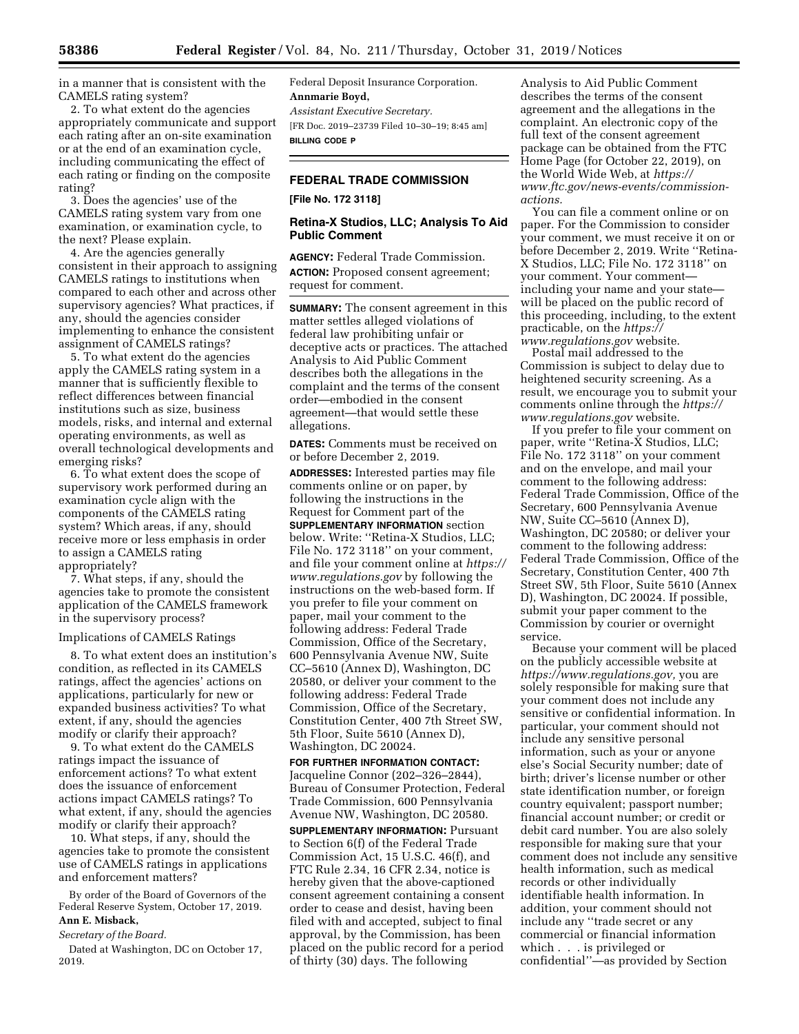in a manner that is consistent with the CAMELS rating system?

2. To what extent do the agencies appropriately communicate and support each rating after an on-site examination or at the end of an examination cycle, including communicating the effect of each rating or finding on the composite rating?

3. Does the agencies' use of the CAMELS rating system vary from one examination, or examination cycle, to the next? Please explain.

4. Are the agencies generally consistent in their approach to assigning CAMELS ratings to institutions when compared to each other and across other supervisory agencies? What practices, if any, should the agencies consider implementing to enhance the consistent assignment of CAMELS ratings?

5. To what extent do the agencies apply the CAMELS rating system in a manner that is sufficiently flexible to reflect differences between financial institutions such as size, business models, risks, and internal and external operating environments, as well as overall technological developments and emerging risks?

6. To what extent does the scope of supervisory work performed during an examination cycle align with the components of the CAMELS rating system? Which areas, if any, should receive more or less emphasis in order to assign a CAMELS rating appropriately?

7. What steps, if any, should the agencies take to promote the consistent application of the CAMELS framework in the supervisory process?

Implications of CAMELS Ratings

8. To what extent does an institution's condition, as reflected in its CAMELS ratings, affect the agencies' actions on applications, particularly for new or expanded business activities? To what extent, if any, should the agencies modify or clarify their approach?

9. To what extent do the CAMELS ratings impact the issuance of enforcement actions? To what extent does the issuance of enforcement actions impact CAMELS ratings? To what extent, if any, should the agencies modify or clarify their approach?

10. What steps, if any, should the agencies take to promote the consistent use of CAMELS ratings in applications and enforcement matters?

By order of the Board of Governors of the Federal Reserve System, October 17, 2019.

**Ann E. Misback,**

*Secretary of the Board.*

Dated at Washington, DC on October 17, 2019.

Federal Deposit Insurance Corporation.

**Annmarie Boyd,**

*Assistant Executive Secretary.*

[FR Doc. 2019–23739 Filed 10–30–19; 8:45 am]

**BILLING CODE P**

## FEDERAL TRADE COMMISSION

**[File No. 172 3118]**

### Retina-X Studios, LLC; Analysis To Aid Public Comment

**AGENCY:** Federal Trade Commission.

**ACTION:** Proposed consent agreement; request for comment.

**SUMMARY:** The consent agreement in this matter settles alleged violations of federal law prohibiting unfair or deceptive acts or practices. The attached Analysis to Aid Public Comment describes both the allegations in the complaint and the terms of the consent order—embodied in the consent agreement—that would settle these allegations.

**DATES:** Comments must be received on or before December 2, 2019.

**ADDRESSES:** Interested parties may file comments online or on paper, by following the instructions in the Request for Comment part of the **SUPPLEMENTARY INFORMATION** section below. Write: ''Retina-X Studios, LLC; File No. 172 3118'' on your comment, and file your comment online at *https://www.regulations.gov* by following the instructions on the web-based form. If you prefer to file your comment on paper, mail your comment to the following address: Federal Trade Commission, Office of the Secretary, 600 Pennsylvania Avenue NW, Suite CC–5610 (Annex D), Washington, DC 20580, or deliver your comment to the following address: Federal Trade Commission, Office of the Secretary, Constitution Center, 400 7th Street SW, 5th Floor, Suite 5610 (Annex D), Washington, DC 20024.

**FOR FURTHER INFORMATION CONTACT:** Jacqueline Connor (202–326–2844), Bureau of Consumer Protection, Federal Trade Commission, 600 Pennsylvania Avenue NW, Washington, DC 20580.

**SUPPLEMENTARY INFORMATION:** Pursuant to Section 6(f) of the Federal Trade Commission Act, 15 U.S.C. 46(f), and FTC Rule 2.34, 16 CFR 2.34, notice is hereby given that the above-captioned consent agreement containing a consent order to cease and desist, having been filed with and accepted, subject to final approval, by the Commission, has been placed on the public record for a period of thirty (30) days. The following Analysis to Aid Public Comment describes the terms of the consent agreement and the allegations in the complaint. An electronic copy of the full text of the consent agreement package can be obtained from the FTC Home Page (for October 22, 2019), on the World Wide Web, at *https://www.ftc.gov/news-events/commission-actions.*

You can file a comment online or on paper. For the Commission to consider your comment, we must receive it on or before December 2, 2019. Write ''Retina-X Studios, LLC; File No. 172 3118'' on your comment. Your comment—including your name and your state—will be placed on the public record of this proceeding, including, to the extent practicable, on the *https://www.regulations.gov* website.

Postal mail addressed to the Commission is subject to delay due to heightened security screening. As a result, we encourage you to submit your comments online through the *https://www.regulations.gov* website.

If you prefer to file your comment on paper, write ''Retina-X Studios, LLC; File No. 172 3118'' on your comment and on the envelope, and mail your comment to the following address: Federal Trade Commission, Office of the Secretary, 600 Pennsylvania Avenue NW, Suite CC–5610 (Annex D), Washington, DC 20580; or deliver your comment to the following address: Federal Trade Commission, Office of the Secretary, Constitution Center, 400 7th Street SW, 5th Floor, Suite 5610 (Annex D), Washington, DC 20024. If possible, submit your paper comment to the Commission by courier or overnight service.

Because your comment will be placed on the publicly accessible website at *https://www.regulations.gov,* you are solely responsible for making sure that your comment does not include any sensitive or confidential information. In particular, your comment should not include any sensitive personal information, such as your or anyone else's Social Security number; date of birth; driver's license number or other state identification number, or foreign country equivalent; passport number; financial account number; or credit or debit card number. You are also solely responsible for making sure that your comment does not include any sensitive health information, such as medical records or other individually identifiable health information. In addition, your comment should not include any ''trade secret or any commercial or financial information which . . . is privileged or confidential''—as provided by Section